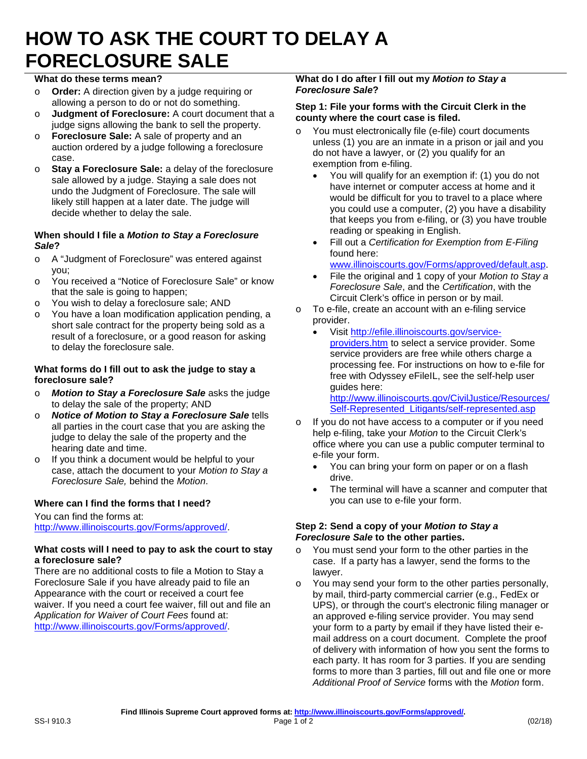# HOW TO ASK THE COURT TO DELAY A FORECLOSURE SALE

### What do these terms mean?

- **Order:** A direction given by a judge requiring or allowing a person to do or not do something.
- **Judgment of Foreclosure:** A court document that a judge signs allowing the bank to sell the property.
- **Foreclosure Sale:** A sale of property and an auction ordered by a judge following a foreclosure case.
- **Stay a Foreclosure Sale:** a delay of the foreclosure sale allowed by a judge. Staying a sale does not undo the Judgment of Foreclosure. The sale will likely still happen at a later date. The judge will decide whether to delay the sale.

### When should I file a *Motion to Stay a Foreclosure Sale*?

- A "Judgment of Foreclosure" was entered against you;
- You received a "Notice of Foreclosure Sale" or know that the sale is going to happen;
- You wish to delay a foreclosure sale; AND
- You have a loan modification application pending, a short sale contract for the property being sold as a result of a foreclosure, or a good reason for asking to delay the foreclosure sale.

### What forms do I fill out to ask the judge to stay a foreclosure sale?

- ***Motion to Stay a Foreclosure Sale*** asks the judge to delay the sale of the property; AND
- ***Notice of Motion to Stay a Foreclosure Sale*** tells all parties in the court case that you are asking the judge to delay the sale of the property and the hearing date and time.
- If you think a document would be helpful to your case, attach the document to your *Motion to Stay a Foreclosure Sale,* behind the *Motion*.

### Where can I find the forms that I need?

You can find the forms at: http://www.illinoiscourts.gov/Forms/approved/.

### What costs will I need to pay to ask the court to stay a foreclosure sale?

There are no additional costs to file a Motion to Stay a Foreclosure Sale if you have already paid to file an Appearance with the court or received a court fee waiver. If you need a court fee waiver, fill out and file an *Application for Waiver of Court Fees* found at: http://www.illinoiscourts.gov/Forms/approved/.

### What do I do after I fill out my *Motion to Stay a Foreclosure Sale*?

#### Step 1: File your forms with the Circuit Clerk in the county where the court case is filed.

- You must electronically file (e-file) court documents unless (1) you are an inmate in a prison or jail and you do not have a lawyer, or (2) you qualify for an exemption from e-filing.
  - You will qualify for an exemption if: (1) you do not have internet or computer access at home and it would be difficult for you to travel to a place where you could use a computer, (2) you have a disability that keeps you from e-filing, or (3) you have trouble reading or speaking in English.
  - Fill out a *Certification for Exemption from E-Filing* found here: www.illinoiscourts.gov/Forms/approved/default.asp.
  - File the original and 1 copy of your *Motion to Stay a Foreclosure Sale*, and the *Certification*, with the Circuit Clerk's office in person or by mail.
- To e-file, create an account with an e-filing service provider.
  - Visit http://efile.illinoiscourts.gov/service-providers.htm to select a service provider. Some service providers are free while others charge a processing fee. For instructions on how to e-file for free with Odyssey eFileIL, see the self-help user guides here: http://www.illinoiscourts.gov/CivilJustice/Resources/Self-Represented_Litigants/self-represented.asp
- If you do not have access to a computer or if you need help e-filing, take your *Motion* to the Circuit Clerk's office where you can use a public computer terminal to e-file your form.
  - You can bring your form on paper or on a flash drive.
  - The terminal will have a scanner and computer that you can use to e-file your form.

#### Step 2: Send a copy of your *Motion to Stay a Foreclosure Sale* to the other parties.

- You must send your form to the other parties in the case. If a party has a lawyer, send the forms to the lawyer.
- You may send your form to the other parties personally, by mail, third-party commercial carrier (e.g., FedEx or UPS), or through the court's electronic filing manager or an approved e-filing service provider. You may send your form to a party by email if they have listed their e-mail address on a court document. Complete the proof of delivery with information of how you sent the forms to each party. It has room for 3 parties. If you are sending forms to more than 3 parties, fill out and file one or more *Additional Proof of Service* forms with the *Motion* form.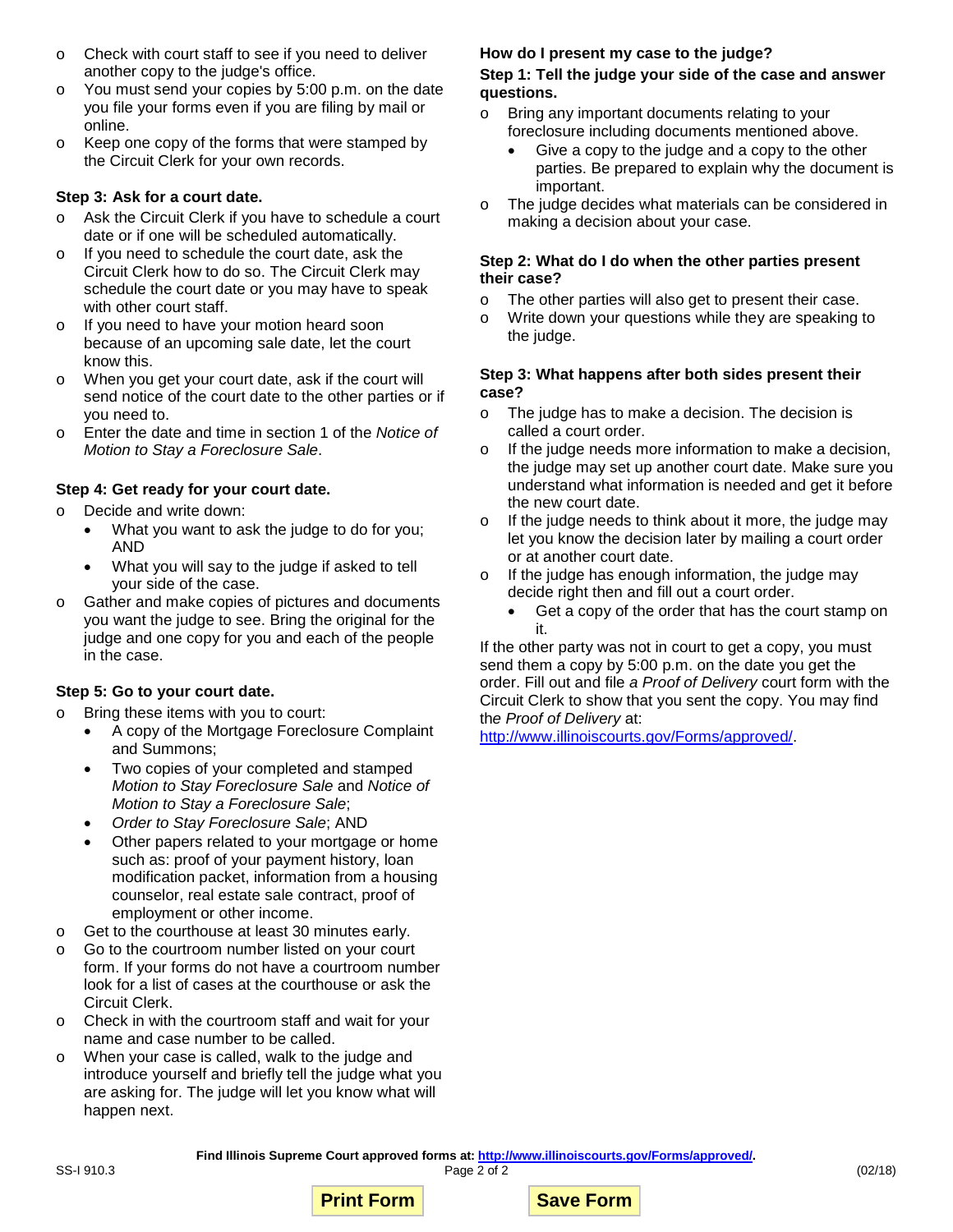- Check with court staff to see if you need to deliver another copy to the judge's office.
- You must send your copies by 5:00 p.m. on the date you file your forms even if you are filing by mail or online.
- Keep one copy of the forms that were stamped by the Circuit Clerk for your own records.

**Step 3: Ask for a court date.**

- Ask the Circuit Clerk if you have to schedule a court date or if one will be scheduled automatically.
- If you need to schedule the court date, ask the Circuit Clerk how to do so. The Circuit Clerk may schedule the court date or you may have to speak with other court staff.
- If you need to have your motion heard soon because of an upcoming sale date, let the court know this.
- When you get your court date, ask if the court will send notice of the court date to the other parties or if you need to.
- Enter the date and time in section 1 of the *Notice of Motion to Stay a Foreclosure Sale*.

**Step 4: Get ready for your court date.**

- Decide and write down:
  - What you want to ask the judge to do for you; AND
  - What you will say to the judge if asked to tell your side of the case.
- Gather and make copies of pictures and documents you want the judge to see. Bring the original for the judge and one copy for you and each of the people in the case.

**Step 5: Go to your court date.**

- Bring these items with you to court:
  - A copy of the Mortgage Foreclosure Complaint and Summons;
  - Two copies of your completed and stamped *Motion to Stay Foreclosure Sale* and *Notice of Motion to Stay a Foreclosure Sale*;
  - *Order to Stay Foreclosure Sale*; AND
  - Other papers related to your mortgage or home such as: proof of your payment history, loan modification packet, information from a housing counselor, real estate sale contract, proof of employment or other income.
- Get to the courthouse at least 30 minutes early.
- Go to the courtroom number listed on your court form. If your forms do not have a courtroom number look for a list of cases at the courthouse or ask the Circuit Clerk.
- Check in with the courtroom staff and wait for your name and case number to be called.
- When your case is called, walk to the judge and introduce yourself and briefly tell the judge what you are asking for. The judge will let you know what will happen next.

**How do I present my case to the judge?**

**Step 1: Tell the judge your side of the case and answer questions.**

- Bring any important documents relating to your foreclosure including documents mentioned above.
  - Give a copy to the judge and a copy to the other parties. Be prepared to explain why the document is important.
- The judge decides what materials can be considered in making a decision about your case.

**Step 2: What do I do when the other parties present their case?**

- The other parties will also get to present their case.
- Write down your questions while they are speaking to the judge.

**Step 3: What happens after both sides present their case?**

- The judge has to make a decision. The decision is called a court order.
- If the judge needs more information to make a decision, the judge may set up another court date. Make sure you understand what information is needed and get it before the new court date.
- If the judge needs to think about it more, the judge may let you know the decision later by mailing a court order or at another court date.
- If the judge has enough information, the judge may decide right then and fill out a court order.
  - Get a copy of the order that has the court stamp on it.

If the other party was not in court to get a copy, you must send them a copy by 5:00 p.m. on the date you get the order. Fill out and file *a Proof of Delivery* court form with the Circuit Clerk to show that you sent the copy. You may find the *Proof of Delivery* at: http://www.illinoiscourts.gov/Forms/approved/.

**Find Illinois Supreme Court approved forms at: http://www.illinoiscourts.gov/Forms/approved/.**

SS-I 910.3 (02/18)

Print Form | Save Form